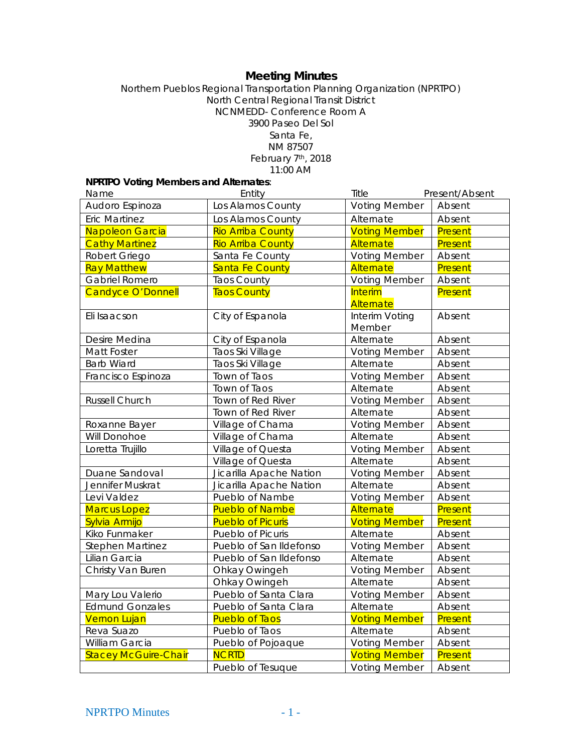# Meeting Minutes

Northern Pueblos Regional Transportation Planning Organization (NPRTPO)
North Central Regional Transit District
NCNMEDD- Conference Room A
3900 Paseo Del Sol
Santa Fe,
NM 87507
February 7th, 2018
11:00 AM

**NPRTPO Voting Members and Alternates**:

| Name | Entity | Title | Present/Absent |
|---|---|---|---|
| Audoro Espinoza | Los Alamos County | Voting Member | Absent |
| Eric Martinez | Los Alamos County | Alternate | Absent |
| Napoleon Garcia | Rio Arriba County | Voting Member | Present |
| Cathy Martinez | Rio Arriba County | Alternate | Present |
| Robert Griego | Santa Fe County | Voting Member | Absent |
| Ray Matthew | Santa Fe County | Alternate | Present |
| Gabriel Romero | Taos County | Voting Member | Absent |
| Candyce O'Donnell | Taos County | Interim Alternate | Present |
| Eli Isaacson | City of Espanola | Interim Voting Member | Absent |
| Desire Medina | City of Espanola | Alternate | Absent |
| Matt Foster | Taos Ski Village | Voting Member | Absent |
| Barb Wiard | Taos Ski Village | Alternate | Absent |
| Francisco Espinoza | Town of Taos | Voting Member | Absent |
| | Town of Taos | Alternate | Absent |
| Russell Church | Town of Red River | Voting Member | Absent |
| | Town of Red River | Alternate | Absent |
| Roxanne Bayer | Village of Chama | Voting Member | Absent |
| Will Donohoe | Village of Chama | Alternate | Absent |
| Loretta Trujillo | Village of Questa | Voting Member | Absent |
| | Village of Questa | Alternate | Absent |
| Duane Sandoval | Jicarilla Apache Nation | Voting Member | Absent |
| Jennifer Muskrat | Jicarilla Apache Nation | Alternate | Absent |
| Levi Valdez | Pueblo of Nambe | Voting Member | Absent |
| Marcus Lopez | Pueblo of Nambe | Alternate | Present |
| Sylvia Armijo | Pueblo of Picuris | Voting Member | Present |
| Kiko Funmaker | Pueblo of Picuris | Alternate | Absent |
| Stephen Martinez | Pueblo of San Ildefonso | Voting Member | Absent |
| Lilian Garcia | Pueblo of San Ildefonso | Alternate | Absent |
| Christy Van Buren | Ohkay Owingeh | Voting Member | Absent |
| | Ohkay Owingeh | Alternate | Absent |
| Mary Lou Valerio | Pueblo of Santa Clara | Voting Member | Absent |
| Edmund Gonzales | Pueblo of Santa Clara | Alternate | Absent |
| Vernon Lujan | Pueblo of Taos | Voting Member | Present |
| Reva Suazo | Pueblo of Taos | Alternate | Absent |
| William Garcia | Pueblo of Pojoaque | Voting Member | Absent |
| Stacey McGuire-Chair | NCRTD | Voting Member | Present |
| | Pueblo of Tesuque | Voting Member | Absent |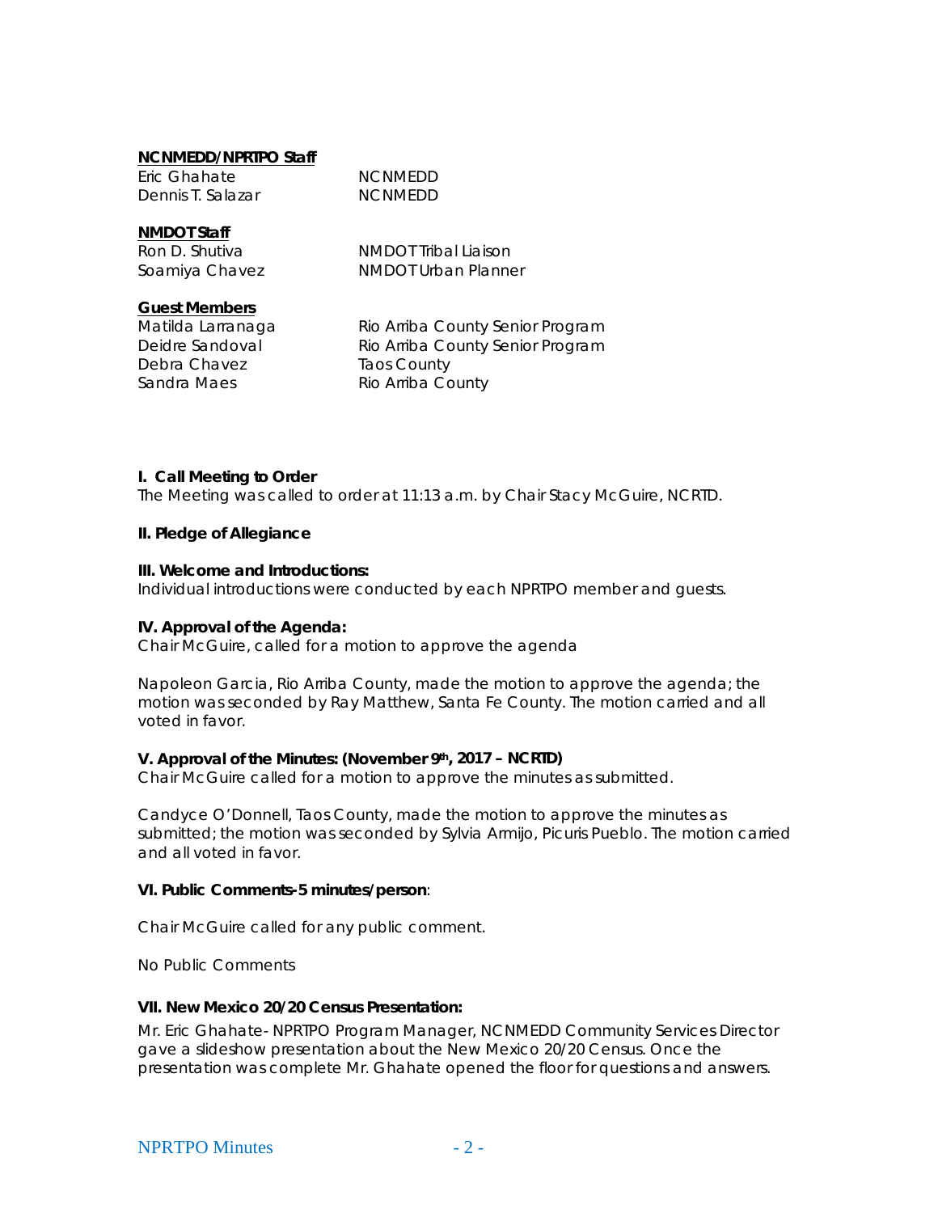**NCNMEDD/NPRTPO Staff**

| | |
|---|---|
| Eric Ghahate | NCNMEDD |
| Dennis T. Salazar | NCNMEDD |

**NMDOT Staff**

| | |
|---|---|
| Ron D. Shutiva | NMDOT Tribal Liaison |
| Soamiya Chavez | NMDOT Urban Planner |

**Guest Members**

| | |
|---|---|
| Matilda Larranaga | Rio Arriba County Senior Program |
| Deidre Sandoval | Rio Arriba County Senior Program |
| Debra Chavez | Taos County |
| Sandra Maes | Rio Arriba County |

**I. Call Meeting to Order**

The Meeting was called to order at 11:13 a.m. by Chair Stacy McGuire, NCRTD.

**II. Pledge of Allegiance**

**III. Welcome and Introductions:**

Individual introductions were conducted by each NPRTPO member and guests.

**IV. Approval of the Agenda:**

Chair McGuire, called for a motion to approve the agenda

Napoleon Garcia, Rio Arriba County, made the motion to approve the agenda; the motion was seconded by Ray Matthew, Santa Fe County. The motion carried and all voted in favor.

**V. Approval of the Minutes: (November 9th, 2017 – NCRTD)**

Chair McGuire called for a motion to approve the minutes as submitted.

Candyce O'Donnell, Taos County, made the motion to approve the minutes as submitted; the motion was seconded by Sylvia Armijo, Picuris Pueblo. The motion carried and all voted in favor.

**VI. Public Comments-5 minutes/person**:

Chair McGuire called for any public comment.

No Public Comments

**VII. New Mexico 20/20 Census Presentation:**

Mr. Eric Ghahate- NPRTPO Program Manager, NCNMEDD Community Services Director gave a slideshow presentation about the New Mexico 20/20 Census. Once the presentation was complete Mr. Ghahate opened the floor for questions and answers.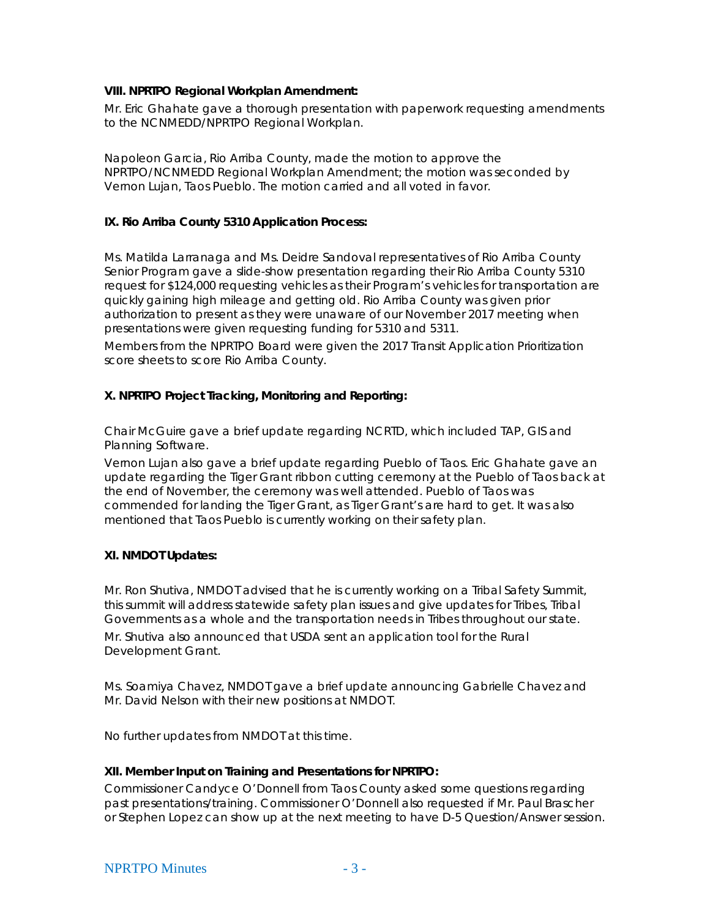**VIII. NPRTPO Regional Workplan Amendment:**

Mr. Eric Ghahate gave a thorough presentation with paperwork requesting amendments to the NCNMEDD/NPRTPO Regional Workplan.

Napoleon Garcia, Rio Arriba County, made the motion to approve the NPRTPO/NCNMEDD Regional Workplan Amendment; the motion was seconded by Vernon Lujan, Taos Pueblo. The motion carried and all voted in favor.

**IX. Rio Arriba County 5310 Application Process:**

Ms. Matilda Larranaga and Ms. Deidre Sandoval representatives of Rio Arriba County Senior Program gave a slide-show presentation regarding their Rio Arriba County 5310 request for $124,000 requesting vehicles as their Program's vehicles for transportation are quickly gaining high mileage and getting old. Rio Arriba County was given prior authorization to present as they were unaware of our November 2017 meeting when presentations were given requesting funding for 5310 and 5311.

Members from the NPRTPO Board were given the 2017 Transit Application Prioritization score sheets to score Rio Arriba County.

**X. NPRTPO Project Tracking, Monitoring and Reporting:**

Chair McGuire gave a brief update regarding NCRTD, which included TAP, GIS and Planning Software.

Vernon Lujan also gave a brief update regarding Pueblo of Taos. Eric Ghahate gave an update regarding the Tiger Grant ribbon cutting ceremony at the Pueblo of Taos back at the end of November, the ceremony was well attended. Pueblo of Taos was commended for landing the Tiger Grant, as Tiger Grant's are hard to get. It was also mentioned that Taos Pueblo is currently working on their safety plan.

**XI. NMDOT Updates:**

Mr. Ron Shutiva, NMDOT advised that he is currently working on a Tribal Safety Summit, this summit will address statewide safety plan issues and give updates for Tribes, Tribal Governments as a whole and the transportation needs in Tribes throughout our state.

Mr. Shutiva also announced that USDA sent an application tool for the Rural Development Grant.

Ms. Soamiya Chavez, NMDOT gave a brief update announcing Gabrielle Chavez and Mr. David Nelson with their new positions at NMDOT.

No further updates from NMDOT at this time.

**XII. Member Input on Training and Presentations for NPRTPO:**

Commissioner Candyce O'Donnell from Taos County asked some questions regarding past presentations/training. Commissioner O'Donnell also requested if Mr. Paul Brascher or Stephen Lopez can show up at the next meeting to have D-5 Question/Answer session.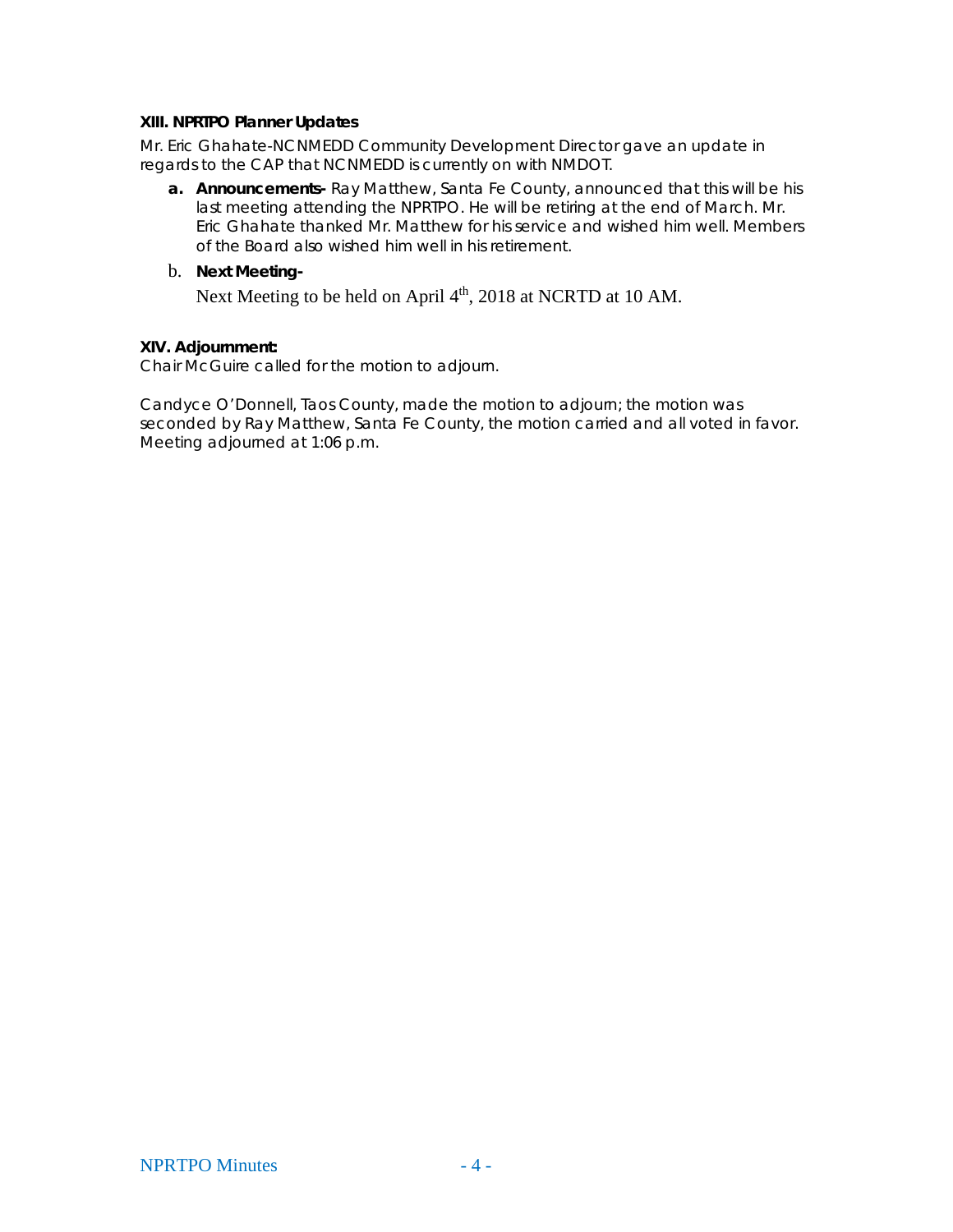**XIII. NPRTPO Planner Updates**

Mr. Eric Ghahate-NCNMEDD Community Development Director gave an update in regards to the CAP that NCNMEDD is currently on with NMDOT.

a. **Announcements-** Ray Matthew, Santa Fe County, announced that this will be his last meeting attending the NPRTPO. He will be retiring at the end of March. Mr. Eric Ghahate thanked Mr. Matthew for his service and wished him well. Members of the Board also wished him well in his retirement.

b. **Next Meeting-**

   Next Meeting to be held on April 4th, 2018 at NCRTD at 10 AM.

**XIV. Adjournment:**

Chair McGuire called for the motion to adjourn.

Candyce O'Donnell, Taos County, made the motion to adjourn; the motion was seconded by Ray Matthew, Santa Fe County, the motion carried and all voted in favor. Meeting adjourned at 1:06 p.m.